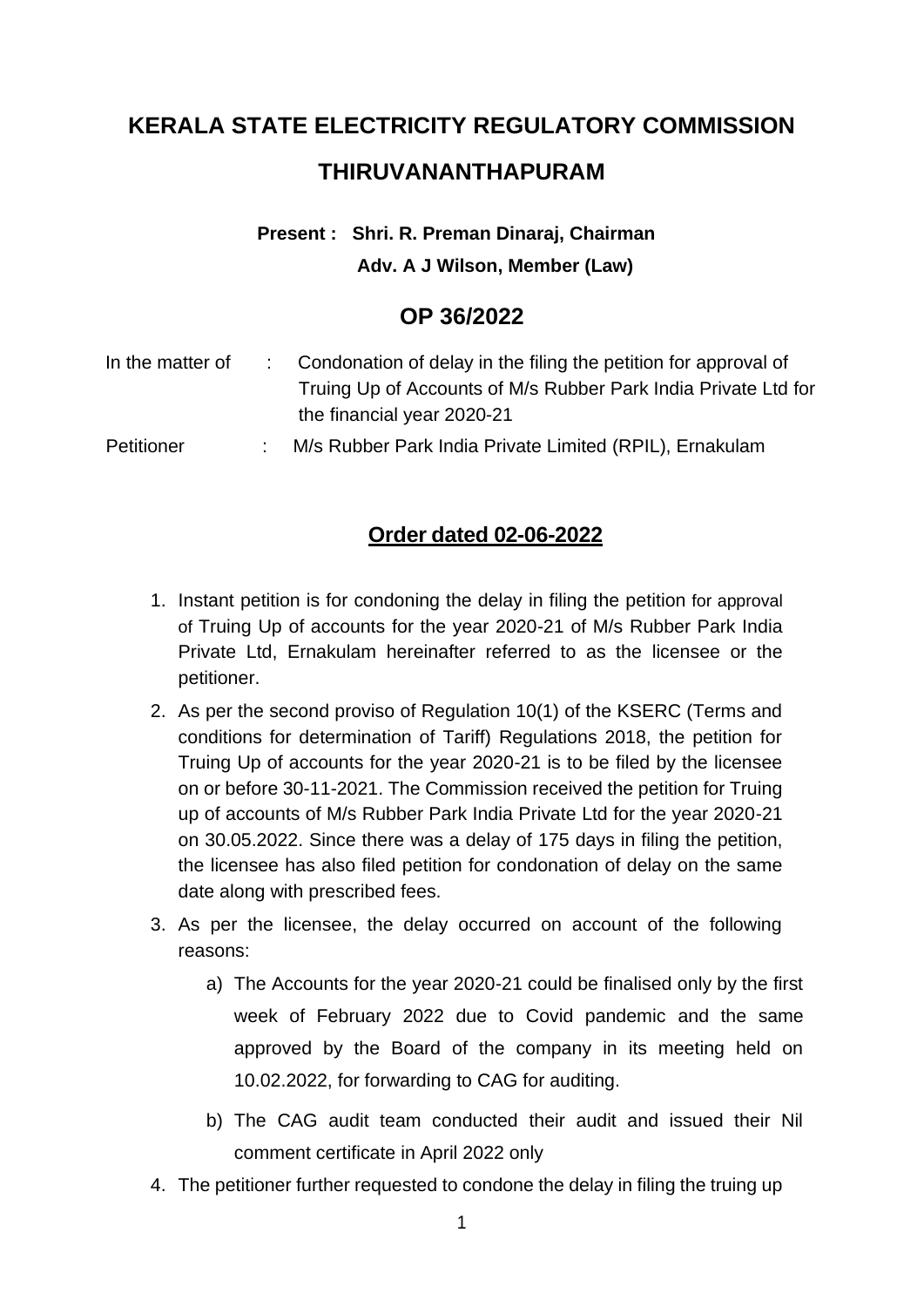# KERALA STATE ELECTRICITY REGULATORY COMMISSION

# THIRUVANANTHAPURAM

**Present : Shri. R. Preman Dinaraj, Chairman**
**Adv. A J Wilson, Member (Law)**

## OP 36/2022

| | | |
|---|---|---|
| In the matter of | : | Condonation of delay in the filing the petition for approval of Truing Up of Accounts of M/s Rubber Park India Private Ltd for the financial year 2020-21 |
| Petitioner | : | M/s Rubber Park India Private Limited (RPIL), Ernakulam |

## Order dated 02-06-2022

1. Instant petition is for condoning the delay in filing the petition for approval of Truing Up of accounts for the year 2020-21 of M/s Rubber Park India Private Ltd, Ernakulam hereinafter referred to as the licensee or the petitioner.
2. As per the second proviso of Regulation 10(1) of the KSERC (Terms and conditions for determination of Tariff) Regulations 2018, the petition for Truing Up of accounts for the year 2020-21 is to be filed by the licensee on or before 30-11-2021. The Commission received the petition for Truing up of accounts of M/s Rubber Park India Private Ltd for the year 2020-21 on 30.05.2022. Since there was a delay of 175 days in filing the petition, the licensee has also filed petition for condonation of delay on the same date along with prescribed fees.
3. As per the licensee, the delay occurred on account of the following reasons:
   a) The Accounts for the year 2020-21 could be finalised only by the first week of February 2022 due to Covid pandemic and the same approved by the Board of the company in its meeting held on 10.02.2022, for forwarding to CAG for auditing.
   b) The CAG audit team conducted their audit and issued their Nil comment certificate in April 2022 only
4. The petitioner further requested to condone the delay in filing the truing up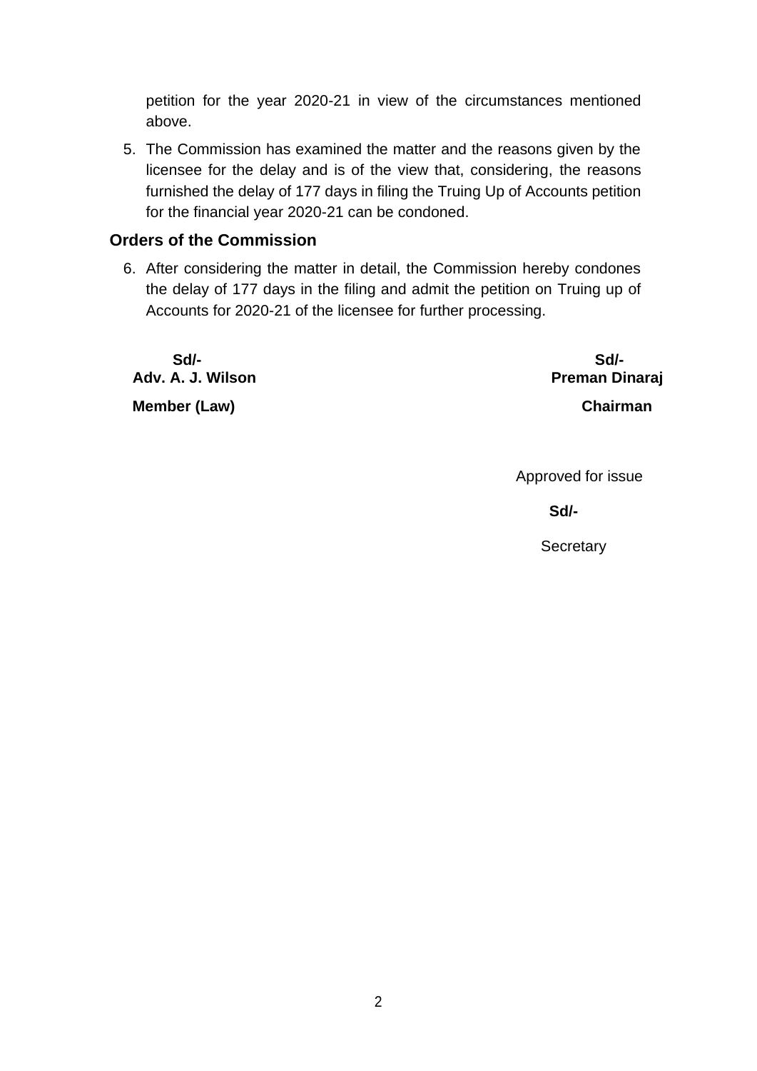petition for the year 2020-21 in view of the circumstances mentioned above.

5. The Commission has examined the matter and the reasons given by the licensee for the delay and is of the view that, considering, the reasons furnished the delay of 177 days in filing the Truing Up of Accounts petition for the financial year 2020-21 can be condoned.

## Orders of the Commission

6. After considering the matter in detail, the Commission hereby condones the delay of 177 days in the filing and admit the petition on Truing up of Accounts for 2020-21 of the licensee for further processing.

| | |
|---|---|
| **Sd/-** | **Sd/-** |
| **Adv. A. J. Wilson** | **Preman Dinaraj** |
| **Member (Law)** | **Chairman** |

Approved for issue

**Sd/-**

Secretary